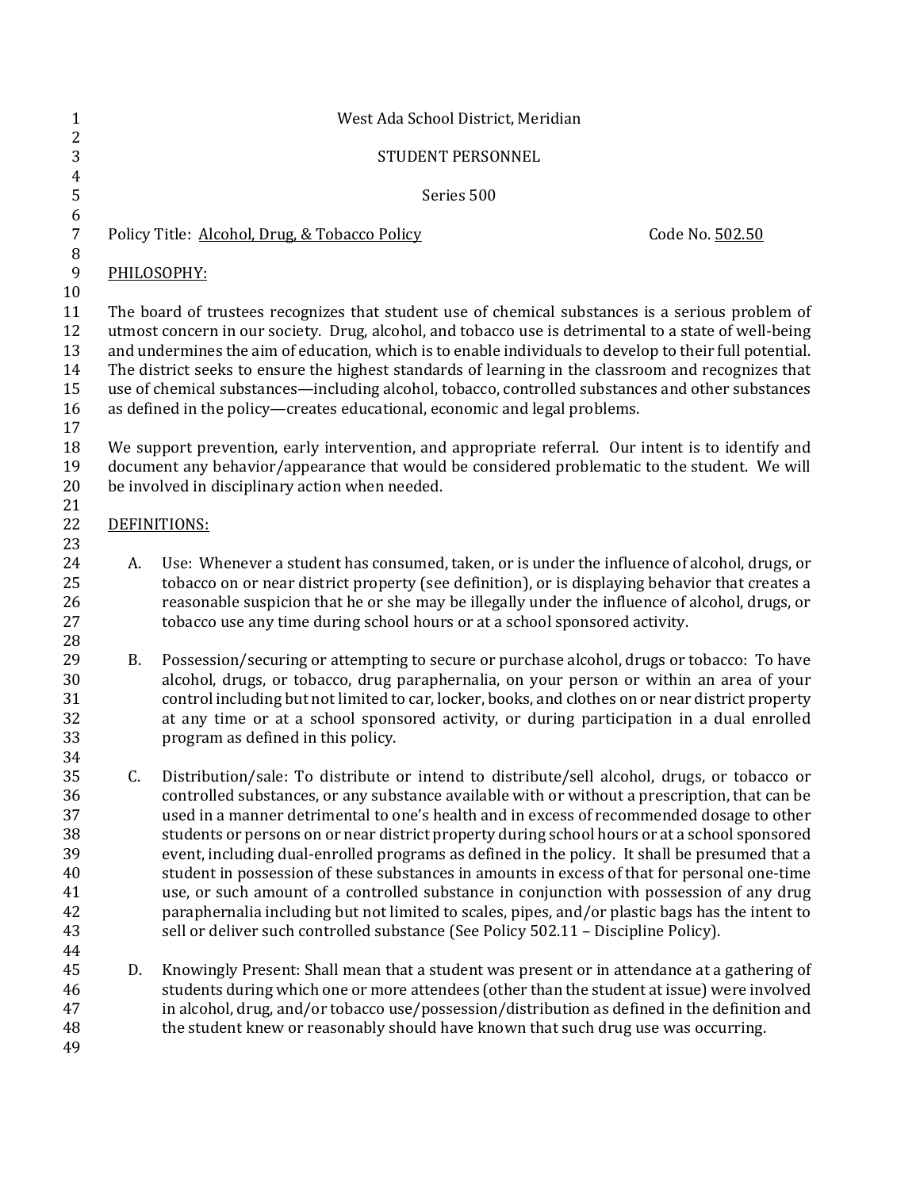West Ada School District, Meridian

STUDENT PERSONNEL

Series 500

Policy Title: Alcohol, Drug, & Tobacco Policy Code No. 502.50

## PHILOSOPHY:

The board of trustees recognizes that student use of chemical substances is a serious problem of utmost concern in our society. Drug, alcohol, and tobacco use is detrimental to a state of well-being and undermines the aim of education, which is to enable individuals to develop to their full potential. The district seeks to ensure the highest standards of learning in the classroom and recognizes that use of chemical substances—including alcohol, tobacco, controlled substances and other substances as defined in the policy—creates educational, economic and legal problems.

We support prevention, early intervention, and appropriate referral. Our intent is to identify and document any behavior/appearance that would be considered problematic to the student. We will be involved in disciplinary action when needed.

## DEFINITIONS:

A. Use: Whenever a student has consumed, taken, or is under the influence of alcohol, drugs, or tobacco on or near district property (see definition), or is displaying behavior that creates a reasonable suspicion that he or she may be illegally under the influence of alcohol, drugs, or tobacco use any time during school hours or at a school sponsored activity.

B. Possession/securing or attempting to secure or purchase alcohol, drugs or tobacco: To have alcohol, drugs, or tobacco, drug paraphernalia, on your person or within an area of your control including but not limited to car, locker, books, and clothes on or near district property at any time or at a school sponsored activity, or during participation in a dual enrolled program as defined in this policy.

C. Distribution/sale: To distribute or intend to distribute/sell alcohol, drugs, or tobacco or controlled substances, or any substance available with or without a prescription, that can be used in a manner detrimental to one's health and in excess of recommended dosage to other students or persons on or near district property during school hours or at a school sponsored event, including dual-enrolled programs as defined in the policy. It shall be presumed that a student in possession of these substances in amounts in excess of that for personal one-time use, or such amount of a controlled substance in conjunction with possession of any drug paraphernalia including but not limited to scales, pipes, and/or plastic bags has the intent to sell or deliver such controlled substance (See Policy 502.11 – Discipline Policy).

D. Knowingly Present: Shall mean that a student was present or in attendance at a gathering of students during which one or more attendees (other than the student at issue) were involved in alcohol, drug, and/or tobacco use/possession/distribution as defined in the definition and the student knew or reasonably should have known that such drug use was occurring.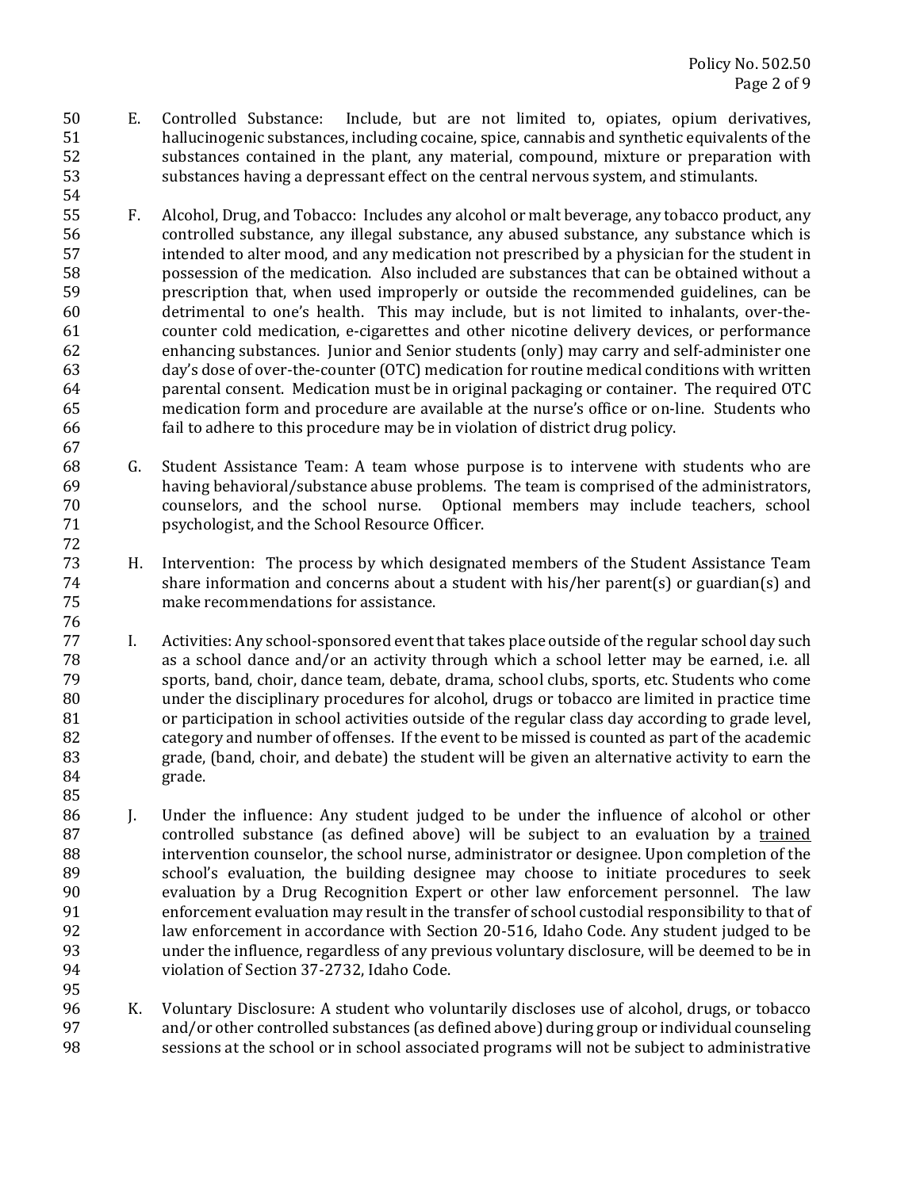E. Controlled Substance: Include, but are not limited to, opiates, opium derivatives, hallucinogenic substances, including cocaine, spice, cannabis and synthetic equivalents of the substances contained in the plant, any material, compound, mixture or preparation with substances having a depressant effect on the central nervous system, and stimulants.

F. Alcohol, Drug, and Tobacco: Includes any alcohol or malt beverage, any tobacco product, any controlled substance, any illegal substance, any abused substance, any substance which is intended to alter mood, and any medication not prescribed by a physician for the student in possession of the medication. Also included are substances that can be obtained without a prescription that, when used improperly or outside the recommended guidelines, can be detrimental to one's health. This may include, but is not limited to inhalants, over-the-counter cold medication, e-cigarettes and other nicotine delivery devices, or performance enhancing substances. Junior and Senior students (only) may carry and self-administer one day's dose of over-the-counter (OTC) medication for routine medical conditions with written parental consent. Medication must be in original packaging or container. The required OTC medication form and procedure are available at the nurse's office or on-line. Students who fail to adhere to this procedure may be in violation of district drug policy.

G. Student Assistance Team: A team whose purpose is to intervene with students who are having behavioral/substance abuse problems. The team is comprised of the administrators, counselors, and the school nurse. Optional members may include teachers, school psychologist, and the School Resource Officer.

H. Intervention: The process by which designated members of the Student Assistance Team share information and concerns about a student with his/her parent(s) or guardian(s) and make recommendations for assistance.

I. Activities: Any school-sponsored event that takes place outside of the regular school day such as a school dance and/or an activity through which a school letter may be earned, i.e. all sports, band, choir, dance team, debate, drama, school clubs, sports, etc. Students who come under the disciplinary procedures for alcohol, drugs or tobacco are limited in practice time or participation in school activities outside of the regular class day according to grade level, category and number of offenses. If the event to be missed is counted as part of the academic grade, (band, choir, and debate) the student will be given an alternative activity to earn the grade.

J. Under the influence: Any student judged to be under the influence of alcohol or other controlled substance (as defined above) will be subject to an evaluation by a <u>trained</u> intervention counselor, the school nurse, administrator or designee. Upon completion of the school's evaluation, the building designee may choose to initiate procedures to seek evaluation by a Drug Recognition Expert or other law enforcement personnel. The law enforcement evaluation may result in the transfer of school custodial responsibility to that of law enforcement in accordance with Section 20-516, Idaho Code. Any student judged to be under the influence, regardless of any previous voluntary disclosure, will be deemed to be in violation of Section 37-2732, Idaho Code.

K. Voluntary Disclosure: A student who voluntarily discloses use of alcohol, drugs, or tobacco and/or other controlled substances (as defined above) during group or individual counseling sessions at the school or in school associated programs will not be subject to administrative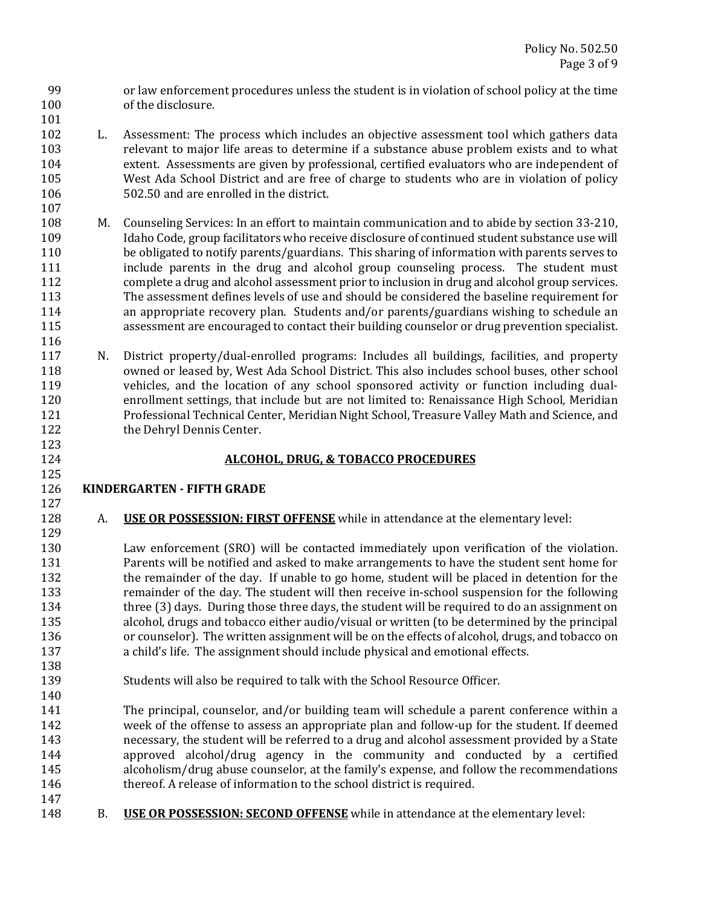or law enforcement procedures unless the student is in violation of school policy at the time of the disclosure.

L. Assessment: The process which includes an objective assessment tool which gathers data relevant to major life areas to determine if a substance abuse problem exists and to what extent. Assessments are given by professional, certified evaluators who are independent of West Ada School District and are free of charge to students who are in violation of policy 502.50 and are enrolled in the district.

M. Counseling Services: In an effort to maintain communication and to abide by section 33-210, Idaho Code, group facilitators who receive disclosure of continued student substance use will be obligated to notify parents/guardians. This sharing of information with parents serves to include parents in the drug and alcohol group counseling process. The student must complete a drug and alcohol assessment prior to inclusion in drug and alcohol group services. The assessment defines levels of use and should be considered the baseline requirement for an appropriate recovery plan. Students and/or parents/guardians wishing to schedule an assessment are encouraged to contact their building counselor or drug prevention specialist.

N. District property/dual-enrolled programs: Includes all buildings, facilities, and property owned or leased by, West Ada School District. This also includes school buses, other school vehicles, and the location of any school sponsored activity or function including dual-enrollment settings, that include but are not limited to: Renaissance High School, Meridian Professional Technical Center, Meridian Night School, Treasure Valley Math and Science, and the Dehryl Dennis Center.

## ALCOHOL, DRUG, & TOBACCO PROCEDURES

### KINDERGARTEN - FIFTH GRADE

A. **USE OR POSSESSION: FIRST OFFENSE** while in attendance at the elementary level:

Law enforcement (SRO) will be contacted immediately upon verification of the violation. Parents will be notified and asked to make arrangements to have the student sent home for the remainder of the day. If unable to go home, student will be placed in detention for the remainder of the day. The student will then receive in-school suspension for the following three (3) days. During those three days, the student will be required to do an assignment on alcohol, drugs and tobacco either audio/visual or written (to be determined by the principal or counselor). The written assignment will be on the effects of alcohol, drugs, and tobacco on a child's life. The assignment should include physical and emotional effects.

Students will also be required to talk with the School Resource Officer.

The principal, counselor, and/or building team will schedule a parent conference within a week of the offense to assess an appropriate plan and follow-up for the student. If deemed necessary, the student will be referred to a drug and alcohol assessment provided by a State approved alcohol/drug agency in the community and conducted by a certified alcoholism/drug abuse counselor, at the family's expense, and follow the recommendations thereof. A release of information to the school district is required.

B. **USE OR POSSESSION: SECOND OFFENSE** while in attendance at the elementary level: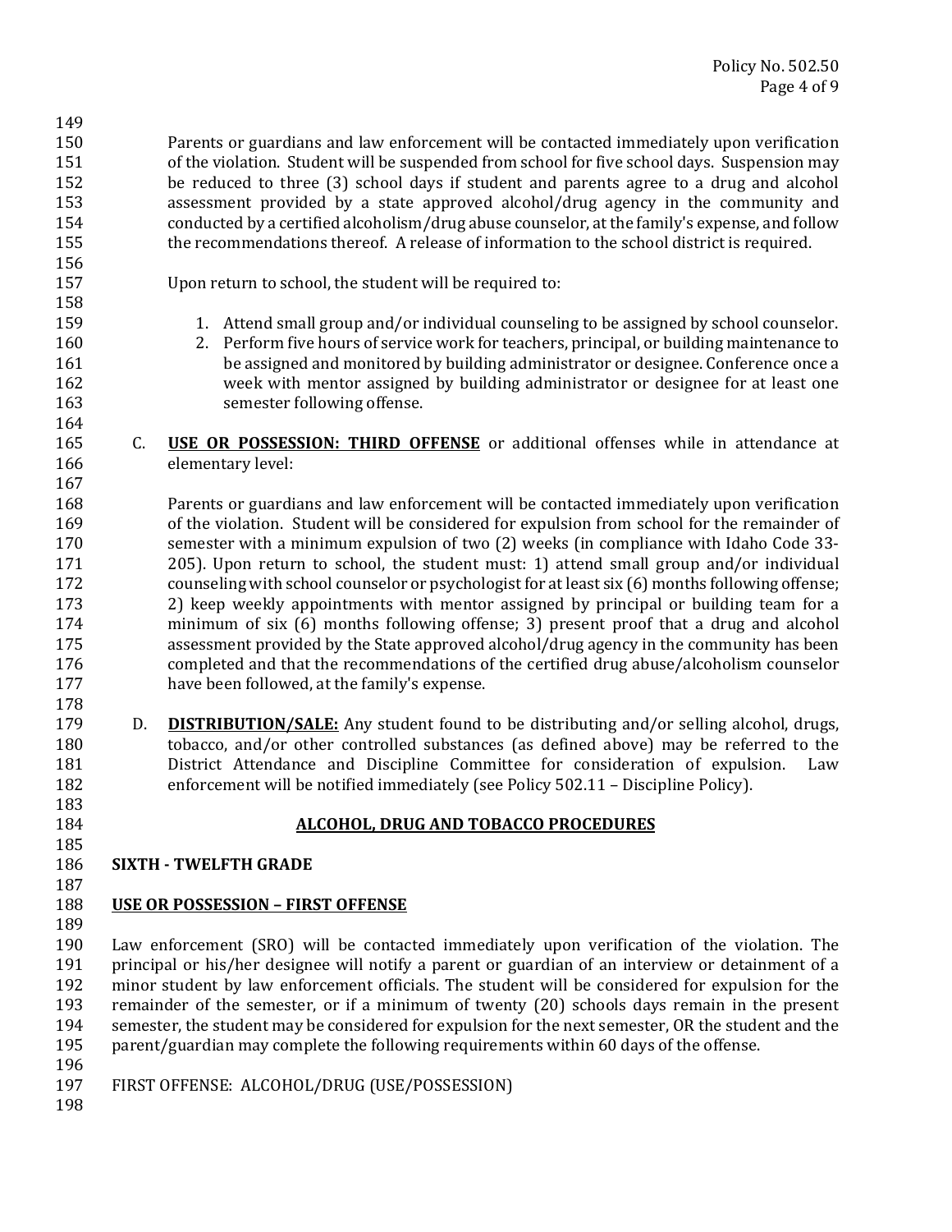Parents or guardians and law enforcement will be contacted immediately upon verification of the violation. Student will be suspended from school for five school days. Suspension may be reduced to three (3) school days if student and parents agree to a drug and alcohol assessment provided by a state approved alcohol/drug agency in the community and conducted by a certified alcoholism/drug abuse counselor, at the family's expense, and follow the recommendations thereof. A release of information to the school district is required.

Upon return to school, the student will be required to:

1. Attend small group and/or individual counseling to be assigned by school counselor.
2. Perform five hours of service work for teachers, principal, or building maintenance to be assigned and monitored by building administrator or designee. Conference once a week with mentor assigned by building administrator or designee for at least one semester following offense.

C. **USE OR POSSESSION: THIRD OFFENSE** or additional offenses while in attendance at elementary level:

Parents or guardians and law enforcement will be contacted immediately upon verification of the violation. Student will be considered for expulsion from school for the remainder of semester with a minimum expulsion of two (2) weeks (in compliance with Idaho Code 33-205). Upon return to school, the student must: 1) attend small group and/or individual counseling with school counselor or psychologist for at least six (6) months following offense; 2) keep weekly appointments with mentor assigned by principal or building team for a minimum of six (6) months following offense; 3) present proof that a drug and alcohol assessment provided by the State approved alcohol/drug agency in the community has been completed and that the recommendations of the certified drug abuse/alcoholism counselor have been followed, at the family's expense.

D. **DISTRIBUTION/SALE:** Any student found to be distributing and/or selling alcohol, drugs, tobacco, and/or other controlled substances (as defined above) may be referred to the District Attendance and Discipline Committee for consideration of expulsion. Law enforcement will be notified immediately (see Policy 502.11 – Discipline Policy).

## ALCOHOL, DRUG AND TOBACCO PROCEDURES

### SIXTH - TWELFTH GRADE

### USE OR POSSESSION – FIRST OFFENSE

Law enforcement (SRO) will be contacted immediately upon verification of the violation. The principal or his/her designee will notify a parent or guardian of an interview or detainment of a minor student by law enforcement officials. The student will be considered for expulsion for the remainder of the semester, or if a minimum of twenty (20) schools days remain in the present semester, the student may be considered for expulsion for the next semester, OR the student and the parent/guardian may complete the following requirements within 60 days of the offense.

FIRST OFFENSE: ALCOHOL/DRUG (USE/POSSESSION)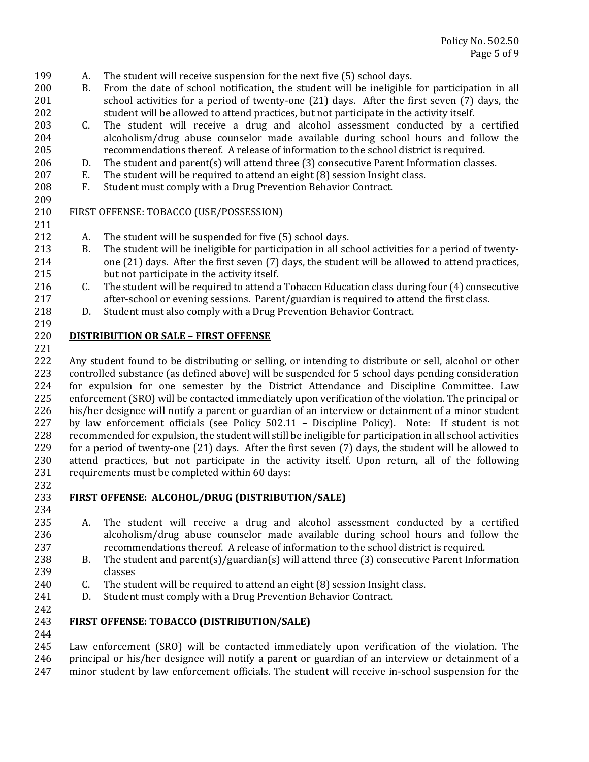A. The student will receive suspension for the next five (5) school days.
B. From the date of school notification, the student will be ineligible for participation in all school activities for a period of twenty-one (21) days. After the first seven (7) days, the student will be allowed to attend practices, but not participate in the activity itself.
C. The student will receive a drug and alcohol assessment conducted by a certified alcoholism/drug abuse counselor made available during school hours and follow the recommendations thereof. A release of information to the school district is required.
D. The student and parent(s) will attend three (3) consecutive Parent Information classes.
E. The student will be required to attend an eight (8) session Insight class.
F. Student must comply with a Drug Prevention Behavior Contract.

FIRST OFFENSE: TOBACCO (USE/POSSESSION)

A. The student will be suspended for five (5) school days.
B. The student will be ineligible for participation in all school activities for a period of twenty-one (21) days. After the first seven (7) days, the student will be allowed to attend practices, but not participate in the activity itself.
C. The student will be required to attend a Tobacco Education class during four (4) consecutive after-school or evening sessions. Parent/guardian is required to attend the first class.
D. Student must also comply with a Drug Prevention Behavior Contract.

**DISTRIBUTION OR SALE – FIRST OFFENSE**

Any student found to be distributing or selling, or intending to distribute or sell, alcohol or other controlled substance (as defined above) will be suspended for 5 school days pending consideration for expulsion for one semester by the District Attendance and Discipline Committee. Law enforcement (SRO) will be contacted immediately upon verification of the violation. The principal or his/her designee will notify a parent or guardian of an interview or detainment of a minor student by law enforcement officials (see Policy 502.11 – Discipline Policy). Note: If student is not recommended for expulsion, the student will still be ineligible for participation in all school activities for a period of twenty-one (21) days. After the first seven (7) days, the student will be allowed to attend practices, but not participate in the activity itself. Upon return, all of the following requirements must be completed within 60 days:

**FIRST OFFENSE: ALCOHOL/DRUG (DISTRIBUTION/SALE)**

A. The student will receive a drug and alcohol assessment conducted by a certified alcoholism/drug abuse counselor made available during school hours and follow the recommendations thereof. A release of information to the school district is required.
B. The student and parent(s)/guardian(s) will attend three (3) consecutive Parent Information classes
C. The student will be required to attend an eight (8) session Insight class.
D. Student must comply with a Drug Prevention Behavior Contract.

**FIRST OFFENSE: TOBACCO (DISTRIBUTION/SALE)**

Law enforcement (SRO) will be contacted immediately upon verification of the violation. The principal or his/her designee will notify a parent or guardian of an interview or detainment of a minor student by law enforcement officials. The student will receive in-school suspension for the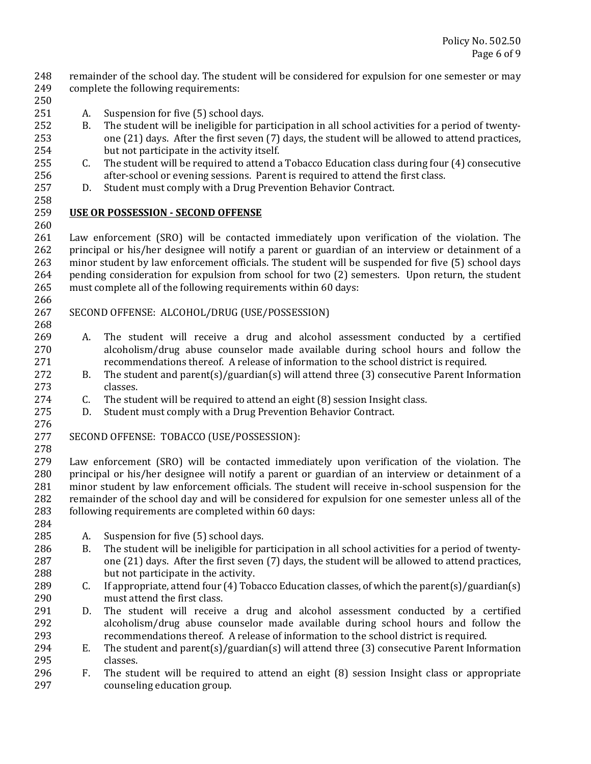remainder of the school day. The student will be considered for expulsion for one semester or may complete the following requirements:

A. Suspension for five (5) school days.
B. The student will be ineligible for participation in all school activities for a period of twenty-one (21) days. After the first seven (7) days, the student will be allowed to attend practices, but not participate in the activity itself.
C. The student will be required to attend a Tobacco Education class during four (4) consecutive after-school or evening sessions. Parent is required to attend the first class.
D. Student must comply with a Drug Prevention Behavior Contract.

**USE OR POSSESSION - SECOND OFFENSE**

Law enforcement (SRO) will be contacted immediately upon verification of the violation. The principal or his/her designee will notify a parent or guardian of an interview or detainment of a minor student by law enforcement officials. The student will be suspended for five (5) school days pending consideration for expulsion from school for two (2) semesters. Upon return, the student must complete all of the following requirements within 60 days:

SECOND OFFENSE: ALCOHOL/DRUG (USE/POSSESSION)

A. The student will receive a drug and alcohol assessment conducted by a certified alcoholism/drug abuse counselor made available during school hours and follow the recommendations thereof. A release of information to the school district is required.
B. The student and parent(s)/guardian(s) will attend three (3) consecutive Parent Information classes.
C. The student will be required to attend an eight (8) session Insight class.
D. Student must comply with a Drug Prevention Behavior Contract.

SECOND OFFENSE: TOBACCO (USE/POSSESSION):

Law enforcement (SRO) will be contacted immediately upon verification of the violation. The principal or his/her designee will notify a parent or guardian of an interview or detainment of a minor student by law enforcement officials. The student will receive in-school suspension for the remainder of the school day and will be considered for expulsion for one semester unless all of the following requirements are completed within 60 days:

A. Suspension for five (5) school days.
B. The student will be ineligible for participation in all school activities for a period of twenty-one (21) days. After the first seven (7) days, the student will be allowed to attend practices, but not participate in the activity.
C. If appropriate, attend four (4) Tobacco Education classes, of which the parent(s)/guardian(s) must attend the first class.
D. The student will receive a drug and alcohol assessment conducted by a certified alcoholism/drug abuse counselor made available during school hours and follow the recommendations thereof. A release of information to the school district is required.
E. The student and parent(s)/guardian(s) will attend three (3) consecutive Parent Information classes.
F. The student will be required to attend an eight (8) session Insight class or appropriate counseling education group.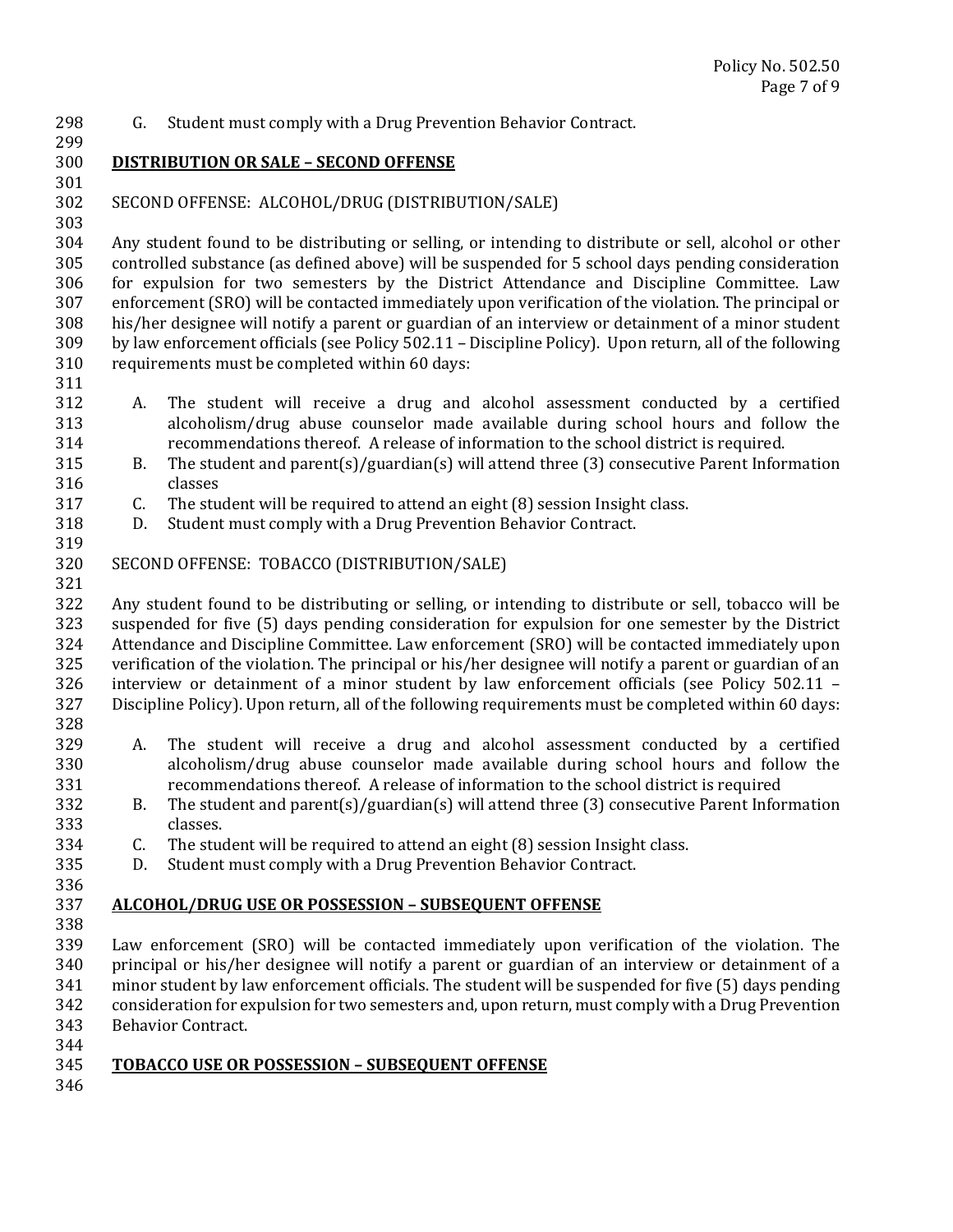G. Student must comply with a Drug Prevention Behavior Contract.

**DISTRIBUTION OR SALE – SECOND OFFENSE**

SECOND OFFENSE: ALCOHOL/DRUG (DISTRIBUTION/SALE)

Any student found to be distributing or selling, or intending to distribute or sell, alcohol or other controlled substance (as defined above) will be suspended for 5 school days pending consideration for expulsion for two semesters by the District Attendance and Discipline Committee. Law enforcement (SRO) will be contacted immediately upon verification of the violation. The principal or his/her designee will notify a parent or guardian of an interview or detainment of a minor student by law enforcement officials (see Policy 502.11 – Discipline Policy). Upon return, all of the following requirements must be completed within 60 days:

A. The student will receive a drug and alcohol assessment conducted by a certified alcoholism/drug abuse counselor made available during school hours and follow the recommendations thereof. A release of information to the school district is required.
B. The student and parent(s)/guardian(s) will attend three (3) consecutive Parent Information classes
C. The student will be required to attend an eight (8) session Insight class.
D. Student must comply with a Drug Prevention Behavior Contract.

SECOND OFFENSE: TOBACCO (DISTRIBUTION/SALE)

Any student found to be distributing or selling, or intending to distribute or sell, tobacco will be suspended for five (5) days pending consideration for expulsion for one semester by the District Attendance and Discipline Committee. Law enforcement (SRO) will be contacted immediately upon verification of the violation. The principal or his/her designee will notify a parent or guardian of an interview or detainment of a minor student by law enforcement officials (see Policy 502.11 – Discipline Policy). Upon return, all of the following requirements must be completed within 60 days:

A. The student will receive a drug and alcohol assessment conducted by a certified alcoholism/drug abuse counselor made available during school hours and follow the recommendations thereof. A release of information to the school district is required
B. The student and parent(s)/guardian(s) will attend three (3) consecutive Parent Information classes.
C. The student will be required to attend an eight (8) session Insight class.
D. Student must comply with a Drug Prevention Behavior Contract.

**ALCOHOL/DRUG USE OR POSSESSION – SUBSEQUENT OFFENSE**

Law enforcement (SRO) will be contacted immediately upon verification of the violation. The principal or his/her designee will notify a parent or guardian of an interview or detainment of a minor student by law enforcement officials. The student will be suspended for five (5) days pending consideration for expulsion for two semesters and, upon return, must comply with a Drug Prevention Behavior Contract.

**TOBACCO USE OR POSSESSION – SUBSEQUENT OFFENSE**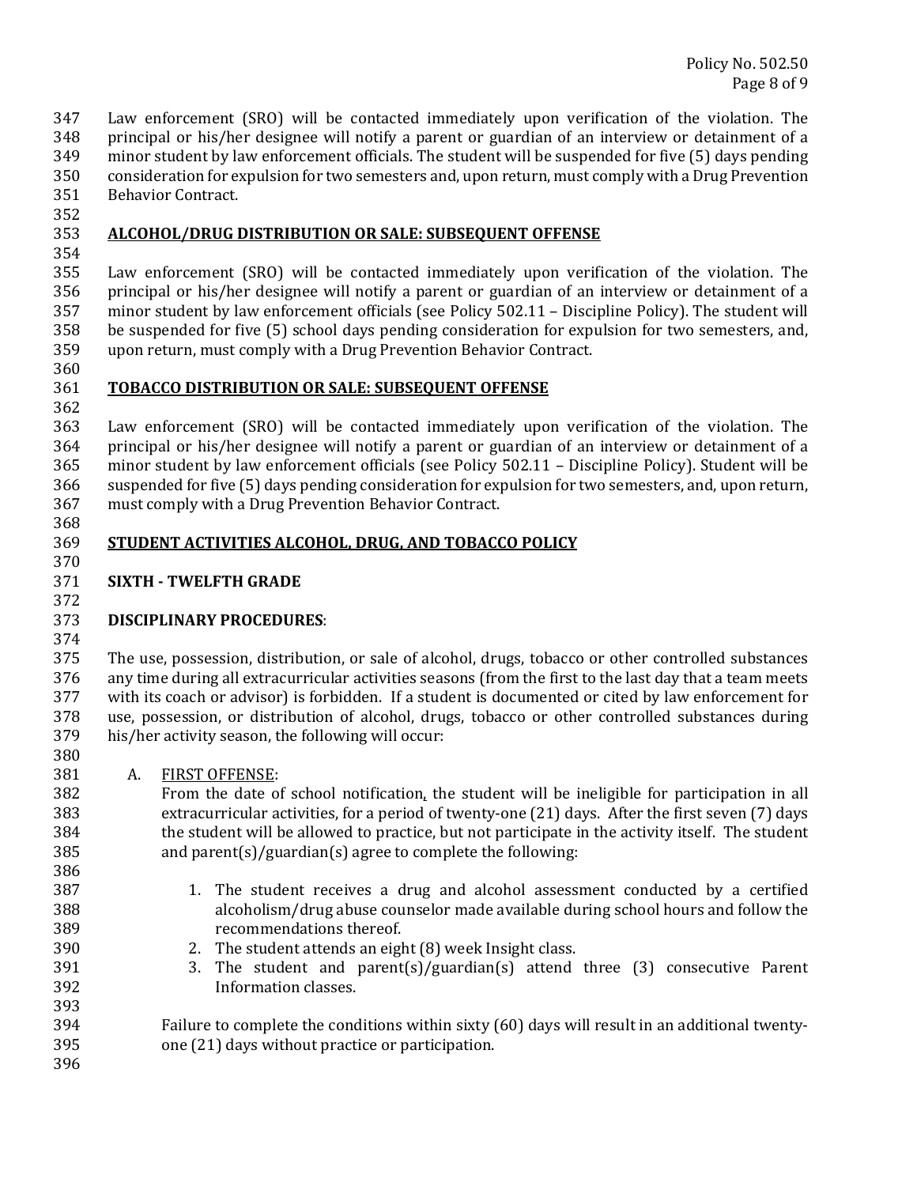Law enforcement (SRO) will be contacted immediately upon verification of the violation. The principal or his/her designee will notify a parent or guardian of an interview or detainment of a minor student by law enforcement officials. The student will be suspended for five (5) days pending consideration for expulsion for two semesters and, upon return, must comply with a Drug Prevention Behavior Contract.

## ALCOHOL/DRUG DISTRIBUTION OR SALE: SUBSEQUENT OFFENSE

Law enforcement (SRO) will be contacted immediately upon verification of the violation. The principal or his/her designee will notify a parent or guardian of an interview or detainment of a minor student by law enforcement officials (see Policy 502.11 – Discipline Policy). The student will be suspended for five (5) school days pending consideration for expulsion for two semesters, and, upon return, must comply with a Drug Prevention Behavior Contract.

## TOBACCO DISTRIBUTION OR SALE: SUBSEQUENT OFFENSE

Law enforcement (SRO) will be contacted immediately upon verification of the violation. The principal or his/her designee will notify a parent or guardian of an interview or detainment of a minor student by law enforcement officials (see Policy 502.11 – Discipline Policy). Student will be suspended for five (5) days pending consideration for expulsion for two semesters, and, upon return, must comply with a Drug Prevention Behavior Contract.

## STUDENT ACTIVITIES ALCOHOL, DRUG, AND TOBACCO POLICY

### SIXTH - TWELFTH GRADE

### DISCIPLINARY PROCEDURES:

The use, possession, distribution, or sale of alcohol, drugs, tobacco or other controlled substances any time during all extracurricular activities seasons (from the first to the last day that a team meets with its coach or advisor) is forbidden. If a student is documented or cited by law enforcement for use, possession, or distribution of alcohol, drugs, tobacco or other controlled substances during his/her activity season, the following will occur:

A. FIRST OFFENSE:
   From the date of school notification, the student will be ineligible for participation in all extracurricular activities, for a period of twenty-one (21) days. After the first seven (7) days the student will be allowed to practice, but not participate in the activity itself. The student and parent(s)/guardian(s) agree to complete the following:

   1. The student receives a drug and alcohol assessment conducted by a certified alcoholism/drug abuse counselor made available during school hours and follow the recommendations thereof.
   2. The student attends an eight (8) week Insight class.
   3. The student and parent(s)/guardian(s) attend three (3) consecutive Parent Information classes.

   Failure to complete the conditions within sixty (60) days will result in an additional twenty-one (21) days without practice or participation.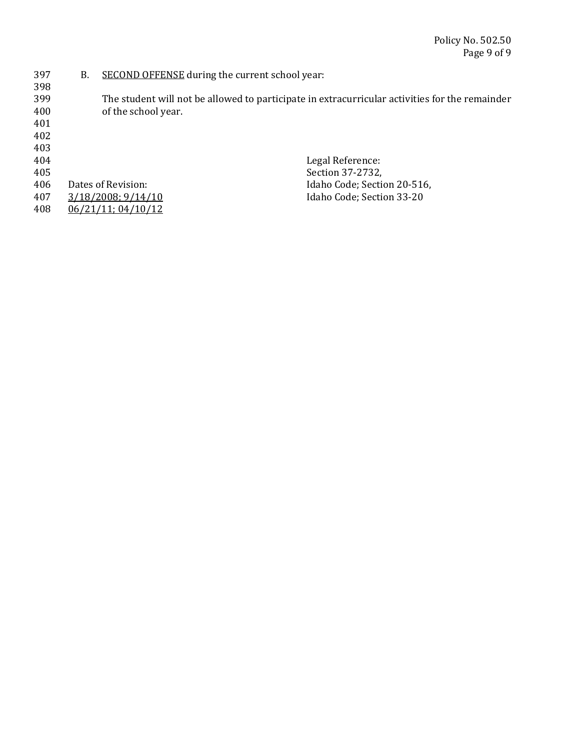B. <u>SECOND OFFENSE</u> during the current school year:

The student will not be allowed to participate in extracurricular activities for the remainder of the school year.

Legal Reference:
Section 37-2732,
Idaho Code; Section 20-516,
Idaho Code; Section 33-20

Dates of Revision:
<u>3/18/2008; 9/14/10</u>
<u>06/21/11; 04/10/12</u>